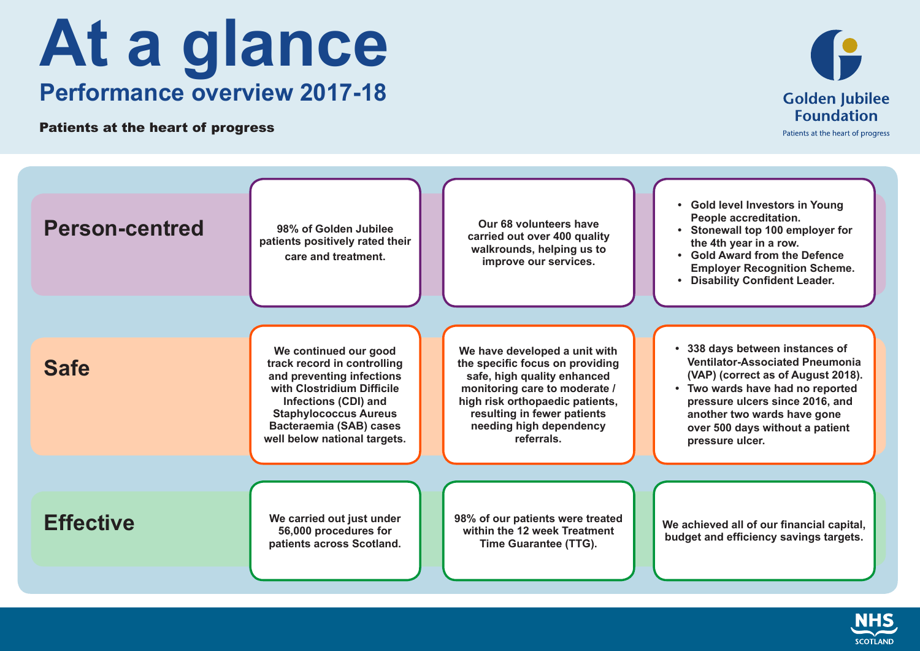# At a glance

## Performance overview 2017-18

**Patients at the heart of progress**

Golden Jubilee Foundation
Patients at the heart of progress

## Person-centred

98% of Golden Jubilee patients positively rated their care and treatment.

Our 68 volunteers have carried out over 400 quality walkrounds, helping us to improve our services.

- Gold level Investors in Young People accreditation.
- Stonewall top 100 employer for the 4th year in a row.
- Gold Award from the Defence Employer Recognition Scheme.
- Disability Confident Leader.

## Safe

We continued our good track record in controlling and preventing infections with Clostridium Difficile Infections (CDI) and Staphylococcus Aureus Bacteraemia (SAB) cases well below national targets.

We have developed a unit with the specific focus on providing safe, high quality enhanced monitoring care to moderate / high risk orthopaedic patients, resulting in fewer patients needing high dependency referrals.

- 338 days between instances of Ventilator-Associated Pneumonia (VAP) (correct as of August 2018).
- Two wards have had no reported pressure ulcers since 2016, and another two wards have gone over 500 days without a patient pressure ulcer.

## Effective

We carried out just under 56,000 procedures for patients across Scotland.

98% of our patients were treated within the 12 week Treatment Time Guarantee (TTG).

We achieved all of our financial capital, budget and efficiency savings targets.

NHS SCOTLAND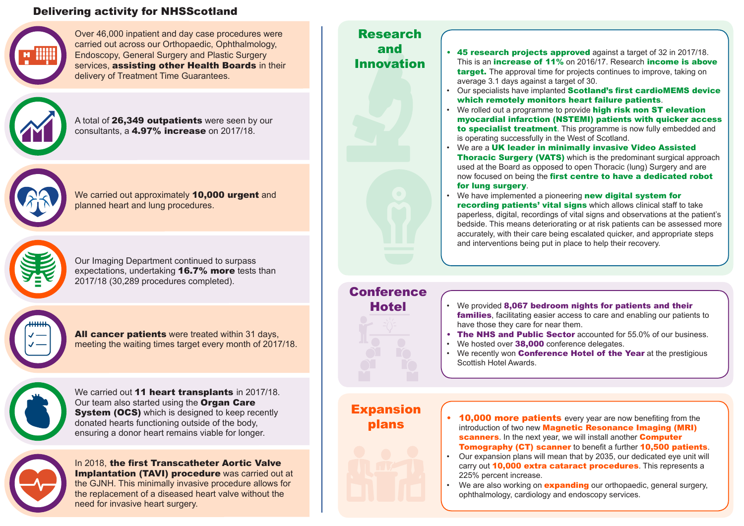## Delivering activity for NHSScotland

Over 46,000 inpatient and day case procedures were carried out across our Orthopaedic, Ophthalmology, Endoscopy, General Surgery and Plastic Surgery services, **assisting other Health Boards** in their delivery of Treatment Time Guarantees.

A total of **26,349 outpatients** were seen by our consultants, a **4.97% increase** on 2017/18.

We carried out approximately **10,000 urgent** and planned heart and lung procedures.

Our Imaging Department continued to surpass expectations, undertaking **16.7% more** tests than 2017/18 (30,289 procedures completed).

**All cancer patients** were treated within 31 days, meeting the waiting times target every month of 2017/18.

We carried out **11 heart transplants** in 2017/18. Our team also started using the **Organ Care System (OCS)** which is designed to keep recently donated hearts functioning outside of the body, ensuring a donor heart remains viable for longer.

In 2018, **the first Transcatheter Aortic Valve Implantation (TAVI) procedure** was carried out at the GJNH. This minimally invasive procedure allows for the replacement of a diseased heart valve without the need for invasive heart surgery.

## Research and Innovation

- **45 research projects approved** against a target of 32 in 2017/18. This is an **increase of 11%** on 2016/17. Research **income is above target.** The approval time for projects continues to improve, taking on average 3.1 days against a target of 30.
- Our specialists have implanted **Scotland's first cardioMEMS device which remotely monitors heart failure patients**.
- We rolled out a programme to provide **high risk non ST elevation myocardial infarction (NSTEMI) patients with quicker access to specialist treatment**. This programme is now fully embedded and is operating successfully in the West of Scotland.
- We are a **UK leader in minimally invasive Video Assisted Thoracic Surgery (VATS)** which is the predominant surgical approach used at the Board as opposed to open Thoracic (lung) Surgery and are now focused on being the **first centre to have a dedicated robot for lung surgery**.
- We have implemented a pioneering **new digital system for recording patients' vital signs** which allows clinical staff to take paperless, digital, recordings of vital signs and observations at the patient's bedside. This means deteriorating or at risk patients can be assessed more accurately, with their care being escalated quicker, and appropriate steps and interventions being put in place to help their recovery.

## Conference Hotel

- We provided **8,067 bedroom nights for patients and their families**, facilitating easier access to care and enabling our patients to have those they care for near them.
- **The NHS and Public Sector** accounted for 55.0% of our business.
- We hosted over **38,000** conference delegates.
- We recently won **Conference Hotel of the Year** at the prestigious Scottish Hotel Awards.

## Expansion plans

- **10,000 more patients** every year are now benefiting from the introduction of two new **Magnetic Resonance Imaging (MRI) scanners**. In the next year, we will install another **Computer Tomography (CT) scanner** to benefit a further **10,500 patients**.
- Our expansion plans will mean that by 2035, our dedicated eye unit will carry out **10,000 extra cataract procedures**. This represents a 225% percent increase.
- We are also working on **expanding** our orthopaedic, general surgery, ophthalmology, cardiology and endoscopy services.